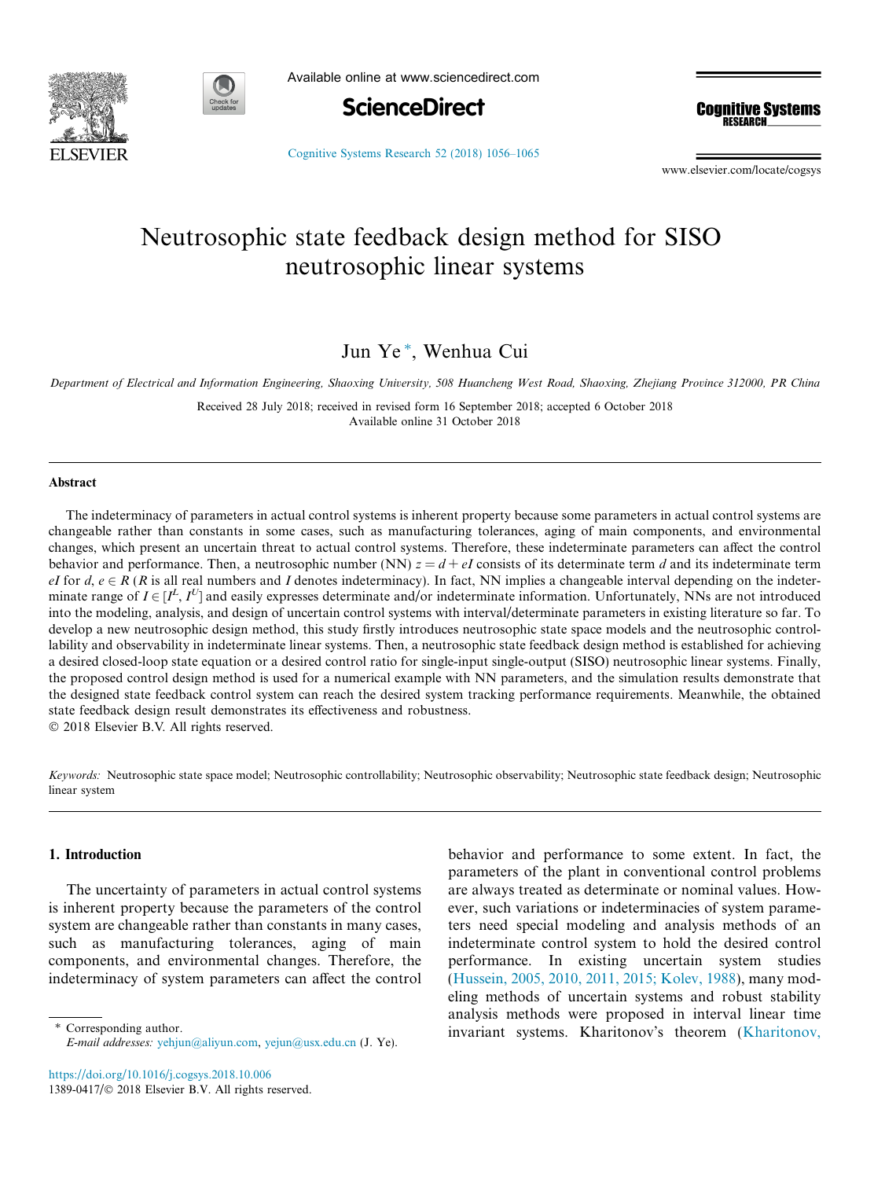# Neutrosophic state feedback design method for SISO neutrosophic linear systems

Jun Ye*, Wenhua Cui

*Department of Electrical and Information Engineering, Shaoxing University, 508 Huancheng West Road, Shaoxing, Zhejiang Province 312000, PR China*

Received 28 July 2018; received in revised form 16 September 2018; accepted 6 October 2018
Available online 31 October 2018

## Abstract

The indeterminacy of parameters in actual control systems is inherent property because some parameters in actual control systems are changeable rather than constants in some cases, such as manufacturing tolerances, aging of main components, and environmental changes, which present an uncertain threat to actual control systems. Therefore, these indeterminate parameters can affect the control behavior and performance. Then, a neutrosophic number (NN) $z = d + eI$ consists of its determinate term $d$ and its indeterminate term $eI$ for $d, e \in R$ ($R$ is all real numbers and $I$ denotes indeterminacy). In fact, NN implies a changeable interval depending on the indeterminate range of $I \in [I^L, I^U]$ and easily expresses determinate and/or indeterminate information. Unfortunately, NNs are not introduced into the modeling, analysis, and design of uncertain control systems with interval/determinate parameters in existing literature so far. To develop a new neutrosophic design method, this study firstly introduces neutrosophic state space models and the neutrosophic controllability and observability in indeterminate linear systems. Then, a neutrosophic state feedback design method is established for achieving a desired closed-loop state equation or a desired control ratio for single-input single-output (SISO) neutrosophic linear systems. Finally, the proposed control design method is used for a numerical example with NN parameters, and the simulation results demonstrate that the designed state feedback control system can reach the desired system tracking performance requirements. Meanwhile, the obtained state feedback design result demonstrates its effectiveness and robustness.
© 2018 Elsevier B.V. All rights reserved.

*Keywords:* Neutrosophic state space model; Neutrosophic controllability; Neutrosophic observability; Neutrosophic state feedback design; Neutrosophic linear system

## 1. Introduction

The uncertainty of parameters in actual control systems is inherent property because the parameters of the control system are changeable rather than constants in many cases, such as manufacturing tolerances, aging of main components, and environmental changes. Therefore, the indeterminacy of system parameters can affect the control behavior and performance to some extent. In fact, the parameters of the plant in conventional control problems are always treated as determinate or nominal values. However, such variations or indeterminacies of system parameters need special modeling and analysis methods of an indeterminate control system to hold the desired control performance. In existing uncertain system studies (Hussein, 2005, 2010, 2011, 2015; Kolev, 1988), many modeling methods of uncertain systems and robust stability analysis methods were proposed in interval linear time invariant systems. Kharitonov's theorem (Kharitonov,

* Corresponding author.
*E-mail addresses:* yehjun@aliyun.com, yejun@usx.edu.cn (J. Ye).

https://doi.org/10.1016/j.cogsys.2018.10.006
1389-0417/© 2018 Elsevier B.V. All rights reserved.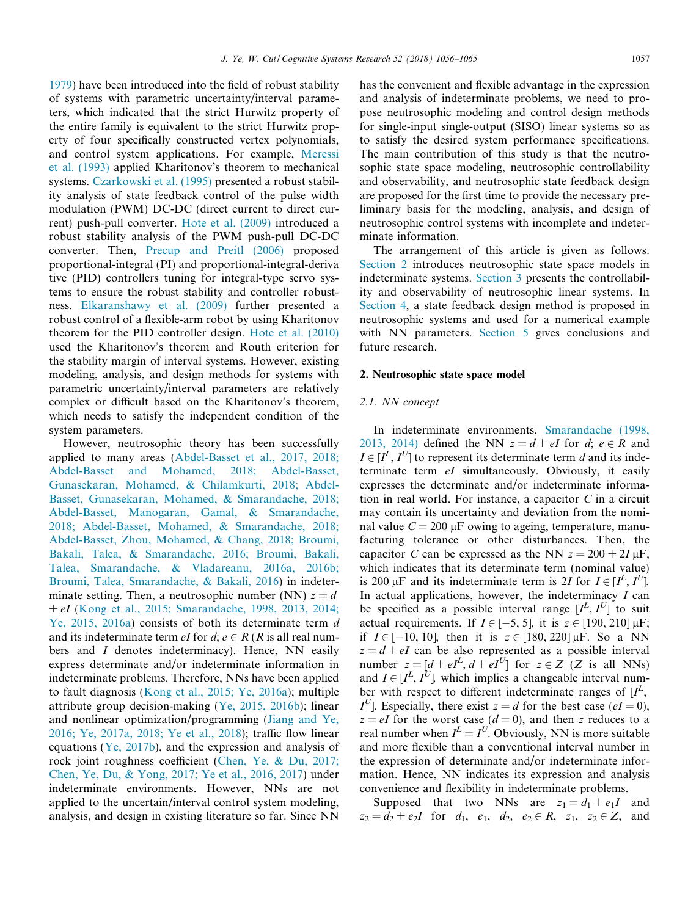1979) have been introduced into the field of robust stability of systems with parametric uncertainty/interval parameters, which indicated that the strict Hurwitz property of the entire family is equivalent to the strict Hurwitz property of four specifically constructed vertex polynomials, and control system applications. For example, Meressi et al. (1993) applied Kharitonov's theorem to mechanical systems. Czarkowski et al. (1995) presented a robust stability analysis of state feedback control of the pulse width modulation (PWM) DC-DC (direct current to direct current) push-pull converter. Hote et al. (2009) introduced a robust stability analysis of the PWM push-pull DC-DC converter. Then, Precup and Preitl (2006) proposed proportional-integral (PI) and proportional-integral-derivative (PID) controllers tuning for integral-type servo systems to ensure the robust stability and controller robustness. Elkaranshawy et al. (2009) further presented a robust control of a flexible-arm robot by using Kharitonov theorem for the PID controller design. Hote et al. (2010) used the Kharitonov's theorem and Routh criterion for the stability margin of interval systems. However, existing modeling, analysis, and design methods for systems with parametric uncertainty/interval parameters are relatively complex or difficult based on the Kharitonov's theorem, which needs to satisfy the independent condition of the system parameters.

However, neutrosophic theory has been successfully applied to many areas (Abdel-Basset et al., 2017, 2018; Abdel-Basset and Mohamed, 2018; Abdel-Basset, Gunasekaran, Mohamed, & Chilamkurti, 2018; Abdel-Basset, Gunasekaran, Mohamed, & Smarandache, 2018; Abdel-Basset, Manogaran, Gamal, & Smarandache, 2018; Abdel-Basset, Mohamed, & Smarandache, 2018; Abdel-Basset, Zhou, Mohamed, & Chang, 2018; Broumi, Bakali, Talea, & Smarandache, 2016; Broumi, Bakali, Talea, Smarandache, & Vladareanu, 2016a, 2016b; Broumi, Talea, Smarandache, & Bakali, 2016) in indeterminate setting. Then, a neutrosophic number (NN) $z = d + eI$ (Kong et al., 2015; Smarandache, 1998, 2013, 2014; Ye, 2015, 2016a) consists of both its determinate term $d$ and its indeterminate term $eI$ for $d$; $e \in R$ ($R$ is all real numbers and $I$ denotes indeterminacy). Hence, NN easily express determinate and/or indeterminate information in indeterminate problems. Therefore, NNs have been applied to fault diagnosis (Kong et al., 2015; Ye, 2016a); multiple attribute group decision-making (Ye, 2015, 2016b); linear and nonlinear optimization/programming (Jiang and Ye, 2016; Ye, 2017a, 2018; Ye et al., 2018); traffic flow linear equations (Ye, 2017b), and the expression and analysis of rock joint roughness coefficient (Chen, Ye, & Du, 2017; Chen, Ye, Du, & Yong, 2017; Ye et al., 2016, 2017) under indeterminate environments. However, NNs are not applied to the uncertain/interval control system modeling, analysis, and design in existing literature so far. Since NN has the convenient and flexible advantage in the expression and analysis of indeterminate problems, we need to propose neutrosophic modeling and control design methods for single-input single-output (SISO) linear systems so as to satisfy the desired system performance specifications. The main contribution of this study is that the neutrosophic state space modeling, neutrosophic controllability and observability, and neutrosophic state feedback design are proposed for the first time to provide the necessary preliminary basis for the modeling, analysis, and design of neutrosophic control systems with incomplete and indeterminate information.

The arrangement of this article is given as follows. Section 2 introduces neutrosophic state space models in indeterminate systems. Section 3 presents the controllability and observability of neutrosophic linear systems. In Section 4, a state feedback design method is proposed in neutrosophic systems and used for a numerical example with NN parameters. Section 5 gives conclusions and future research.

## 2. Neutrosophic state space model

### 2.1. NN concept

In indeterminate environments, Smarandache (1998, 2013, 2014) defined the NN $z = d + eI$ for $d$; $e \in R$ and $I \in [I^L, I^U]$ to represent its determinate term $d$ and its indeterminate term $eI$ simultaneously. Obviously, it easily expresses the determinate and/or indeterminate information in real world. For instance, a capacitor $C$ in a circuit may contain its uncertainty and deviation from the nominal value $C = 200$ μF owing to ageing, temperature, manufacturing tolerance or other disturbances. Then, the capacitor $C$ can be expressed as the NN $z = 200 + 2I$ μF, which indicates that its determinate term (nominal value) is 200 μF and its indeterminate term is $2I$ for $I \in [I^L, I^U]$. In actual applications, however, the indeterminacy $I$ can be specified as a possible interval range $[I^L, I^U]$ to suit actual requirements. If $I \in [-5, 5]$, it is $z \in [190, 210]$ μF; if $I \in [-10, 10]$, then it is $z \in [180, 220]$ μF. So a NN $z = d + eI$ can be also represented as a possible interval number $z = [d + eI^L, d + eI^U]$ for $z \in Z$ ($Z$ is all NNs) and $I \in [I^L, I^U]$, which implies a changeable interval number with respect to different indeterminate ranges of $[I^L, I^U]$. Especially, there exist $z = d$ for the best case ($eI = 0$), $z = eI$ for the worst case ($d = 0$), and then $z$ reduces to a real number when $I^L = I^U$. Obviously, NN is more suitable and more flexible than a conventional interval number in the expression of determinate and/or indeterminate information. Hence, NN indicates its expression and analysis convenience and flexibility in indeterminate problems.

Supposed that two NNs are $z_1 = d_1 + e_1I$ and $z_2 = d_2 + e_2I$ for $d_1$, $e_1$, $d_2$, $e_2 \in R$, $z_1$, $z_2 \in Z$, and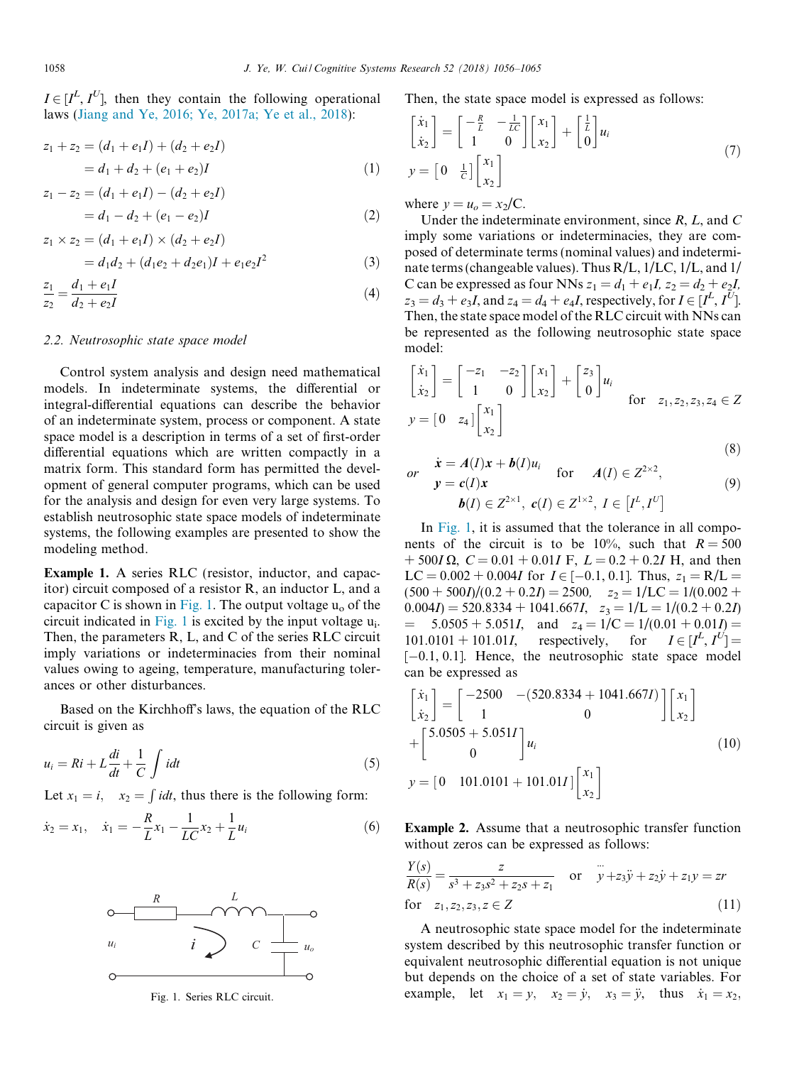$I \in [I^L, I^U]$, then they contain the following operational laws (Jiang and Ye, 2016; Ye, 2017a; Ye et al., 2018):

$$z_1 + z_2 = (d_1 + e_1 I) + (d_2 + e_2 I) = d_1 + d_2 + (e_1 + e_2)I \tag{1}$$

$$z_1 - z_2 = (d_1 + e_1 I) - (d_2 + e_2 I) = d_1 - d_2 + (e_1 - e_2)I \tag{2}$$

$$z_1 \times z_2 = (d_1 + e_1 I) \times (d_2 + e_2 I) = d_1 d_2 + (d_1 e_2 + d_2 e_1)I + e_1 e_2 I^2 \tag{3}$$

$$\frac{z_1}{z_2} = \frac{d_1 + e_1 I}{d_2 + e_2 I} \tag{4}$$

### 2.2. Neutrosophic state space model

Control system analysis and design need mathematical models. In indeterminate systems, the differential or integral-differential equations can describe the behavior of an indeterminate system, process or component. A state space model is a description in terms of a set of first-order differential equations which are written compactly in a matrix form. This standard form has permitted the development of general computer programs, which can be used for the analysis and design for even very large systems. To establish neutrosophic state space models of indeterminate systems, the following examples are presented to show the modeling method.

**Example 1.** A series RLC (resistor, inductor, and capacitor) circuit composed of a resistor R, an inductor L, and a capacitor C is shown in Fig. 1. The output voltage $u_o$ of the circuit indicated in Fig. 1 is excited by the input voltage $u_i$. Then, the parameters R, L, and C of the series RLC circuit imply variations or indeterminacies from their nominal values owing to ageing, temperature, manufacturing tolerances or other disturbances.

Based on the Kirchhoff's laws, the equation of the RLC circuit is given as

$$u_i = Ri + L\frac{di}{dt} + \frac{1}{C}\int i dt \tag{5}$$

Let $x_1 = i$, $\quad x_2 = \int i dt$, thus there is the following form:

$$\dot{x}_2 = x_1, \quad \dot{x}_1 = -\frac{R}{L}x_1 - \frac{1}{LC}x_2 + \frac{1}{L}u_i \tag{6}$$

Fig. 1. Series RLC circuit.

Then, the state space model is expressed as follows:

$$\begin{bmatrix} \dot{x}_1 \\ \dot{x}_2 \end{bmatrix} = \begin{bmatrix} -\frac{R}{L} & -\frac{1}{LC} \\ 1 & 0 \end{bmatrix} \begin{bmatrix} x_1 \\ x_2 \end{bmatrix} + \begin{bmatrix} \frac{1}{L} \\ 0 \end{bmatrix} u_i$$
$$y = \begin{bmatrix} 0 & \frac{1}{C} \end{bmatrix} \begin{bmatrix} x_1 \\ x_2 \end{bmatrix} \tag{7}$$

where $y = u_o = x_2/C$.

Under the indeterminate environment, since $R$, $L$, and $C$ imply some variations or indeterminacies, they are composed of determinate terms (nominal values) and indeterminate terms (changeable values). Thus R/L, 1/LC, 1/L, and 1/C can be expressed as four NNs $z_1 = d_1 + e_1 I$, $z_2 = d_2 + e_2 I$, $z_3 = d_3 + e_3 I$, and $z_4 = d_4 + e_4 I$, respectively, for $I \in [I^L, I^U]$. Then, the state space model of the RLC circuit with NNs can be represented as the following neutrosophic state space model:

$$\begin{bmatrix} \dot{x}_1 \\ \dot{x}_2 \end{bmatrix} = \begin{bmatrix} -z_1 & -z_2 \\ 1 & 0 \end{bmatrix} \begin{bmatrix} x_1 \\ x_2 \end{bmatrix} + \begin{bmatrix} z_3 \\ 0 \end{bmatrix} u_i \quad \text{for} \quad z_1, z_2, z_3, z_4 \in Z$$
$$y = \begin{bmatrix} 0 & z_4 \end{bmatrix} \begin{bmatrix} x_1 \\ x_2 \end{bmatrix} \tag{8}$$

$$or \quad \begin{aligned} \dot{\boldsymbol{x}} &= \boldsymbol{A}(I)\boldsymbol{x} + \boldsymbol{b}(I)u_i \\ \boldsymbol{y} &= \boldsymbol{c}(I)\boldsymbol{x} \end{aligned} \quad \text{for} \quad \boldsymbol{A}(I) \in Z^{2\times 2}, \; \boldsymbol{b}(I) \in Z^{2\times 1}, \; \boldsymbol{c}(I) \in Z^{1\times 2}, \; I \in [I^L, I^U] \tag{9}$$

In Fig. 1, it is assumed that the tolerance in all components of the circuit is to be 10%, such that $R = 500 + 500I\,\Omega$, $C = 0.01 + 0.01I$ F, $L = 0.2 + 0.2I$ H, and then $LC = 0.002 + 0.004I$ for $I \in [-0.1, 0.1]$. Thus, $z_1 = R/L = (500 + 500I)/(0.2 + 0.2I) = 2500$, $z_2 = 1/LC = 1/(0.002 + 0.004I) = 520.8334 + 1041.667I$, $z_3 = 1/L = 1/(0.2 + 0.2I) = 5.0505 + 5.051I$, and $z_4 = 1/C = 1/(0.01 + 0.01I) = 101.0101 + 101.01I$, respectively, for $I \in [I^L, I^U] = [-0.1, 0.1]$. Hence, the neutrosophic state space model can be expressed as

$$\begin{bmatrix} \dot{x}_1 \\ \dot{x}_2 \end{bmatrix} = \begin{bmatrix} -2500 & -(520.8334 + 1041.667I) \\ 1 & 0 \end{bmatrix} \begin{bmatrix} x_1 \\ x_2 \end{bmatrix} + \begin{bmatrix} 5.0505 + 5.051I \\ 0 \end{bmatrix} u_i$$
$$y = \begin{bmatrix} 0 & 101.0101 + 101.01I \end{bmatrix} \begin{bmatrix} x_1 \\ x_2 \end{bmatrix} \tag{10}$$

**Example 2.** Assume that a neutrosophic transfer function without zeros can be expressed as follows:

$$\frac{Y(s)}{R(s)} = \frac{z}{s^3 + z_3 s^2 + z_2 s + z_1} \quad \text{or} \quad \dddot{y} + z_3\ddot{y} + z_2\dot{y} + z_1 y = zr$$
$$\text{for} \quad z_1, z_2, z_3, z \in Z \tag{11}$$

A neutrosophic state space model for the indeterminate system described by this neutrosophic transfer function or equivalent neutrosophic differential equation is not unique but depends on the choice of a set of state variables. For example, let $x_1 = y$, $x_2 = \dot{y}$, $x_3 = \ddot{y}$, thus $\dot{x}_1 = x_2$,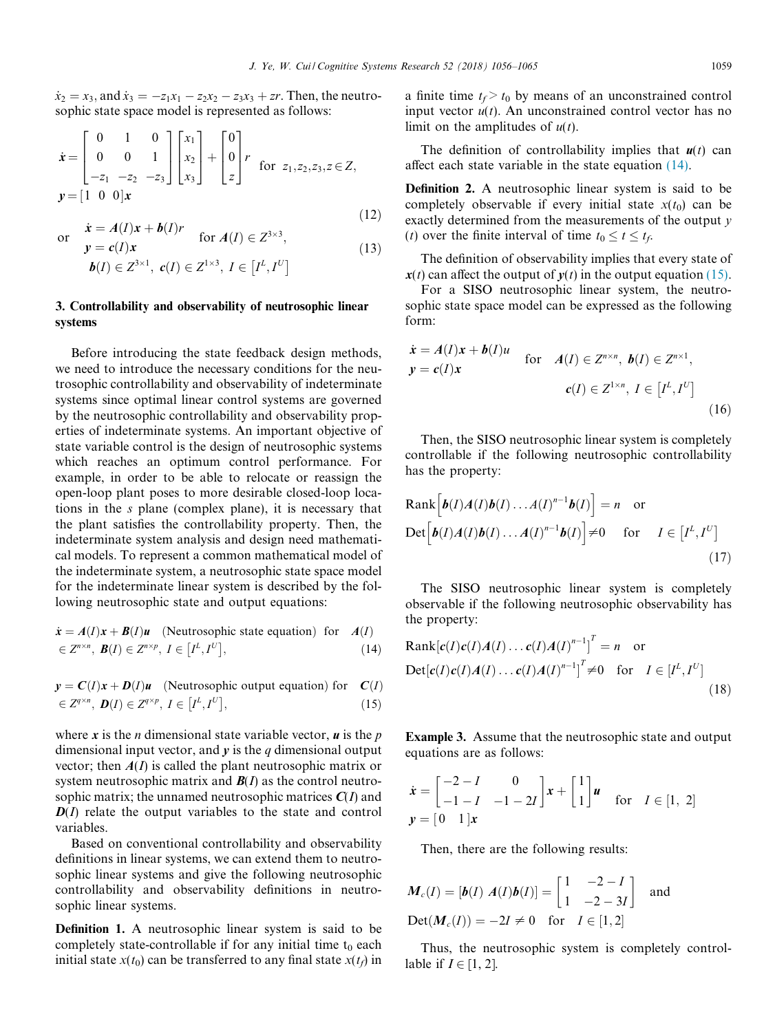$\dot{x}_2 = x_3$, and $\dot{x}_3 = -z_1x_1 - z_2x_2 - z_3x_3 + zr$. Then, the neutrosophic state space model is represented as follows:

$$\dot{\boldsymbol{x}} = \begin{bmatrix} 0 & 1 & 0 \\ 0 & 0 & 1 \\ -z_1 & -z_2 & -z_3 \end{bmatrix} \begin{bmatrix} x_1 \\ x_2 \\ x_3 \end{bmatrix} + \begin{bmatrix} 0 \\ 0 \\ z \end{bmatrix} r \quad \text{for } z_1, z_2, z_3, z \in Z,$$
$$\boldsymbol{y} = [1 \ \ 0 \ \ 0]\boldsymbol{x} \tag{12}$$

$$\text{or} \quad \begin{matrix} \dot{\boldsymbol{x}} = \boldsymbol{A}(I)\boldsymbol{x} + \boldsymbol{b}(I)r \\ \boldsymbol{y} = \boldsymbol{c}(I)\boldsymbol{x} \end{matrix} \quad \text{for } \boldsymbol{A}(I) \in Z^{3\times 3}, \quad \boldsymbol{b}(I) \in Z^{3\times 1}, \ \boldsymbol{c}(I) \in Z^{1\times 3}, \ I \in \left[I^L, I^U\right] \tag{13}$$

## 3. Controllability and observability of neutrosophic linear systems

Before introducing the state feedback design methods, we need to introduce the necessary conditions for the neutrosophic controllability and observability of indeterminate systems since optimal linear control systems are governed by the neutrosophic controllability and observability properties of indeterminate systems. An important objective of state variable control is the design of neutrosophic systems which reaches an optimum control performance. For example, in order to be able to relocate or reassign the open-loop plant poses to more desirable closed-loop locations in the $s$ plane (complex plane), it is necessary that the plant satisfies the controllability property. Then, the indeterminate system analysis and design need mathematical models. To represent a common mathematical model of the indeterminate system, a neutrosophic state space model for the indeterminate linear system is described by the following neutrosophic state and output equations:

$$\dot{\boldsymbol{x}} = \boldsymbol{A}(I)\boldsymbol{x} + \boldsymbol{B}(I)\boldsymbol{u} \quad \text{(Neutrosophic state equation) for} \quad \boldsymbol{A}(I) \in Z^{n\times n}, \ \boldsymbol{B}(I) \in Z^{n\times p}, \ I \in \left[I^L, I^U\right], \tag{14}$$

$$\boldsymbol{y} = \boldsymbol{C}(I)\boldsymbol{x} + \boldsymbol{D}(I)\boldsymbol{u} \quad \text{(Neutrosophic output equation) for} \quad \boldsymbol{C}(I) \in Z^{q\times n}, \ \boldsymbol{D}(I) \in Z^{q\times p}, \ I \in \left[I^L, I^U\right], \tag{15}$$

where $\boldsymbol{x}$ is the $n$ dimensional state variable vector, $\boldsymbol{u}$ is the $p$ dimensional input vector, and $\boldsymbol{y}$ is the $q$ dimensional output vector; then $\boldsymbol{A}(I)$ is called the plant neutrosophic matrix or system neutrosophic matrix and $\boldsymbol{B}(I)$ as the control neutrosophic matrix; the unnamed neutrosophic matrices $\boldsymbol{C}(I)$ and $\boldsymbol{D}(I)$ relate the output variables to the state and control variables.

Based on conventional controllability and observability definitions in linear systems, we can extend them to neutrosophic linear systems and give the following neutrosophic controllability and observability definitions in neutrosophic linear systems.

**Definition 1.** A neutrosophic linear system is said to be completely state-controllable if for any initial time $t_0$ each initial state $x(t_0)$ can be transferred to any final state $x(t_f)$ in a finite time $t_f > t_0$ by means of an unconstrained control input vector $u(t)$. An unconstrained control vector has no limit on the amplitudes of $u(t)$.

The definition of controllability implies that $\boldsymbol{u}(t)$ can affect each state variable in the state equation (14).

**Definition 2.** A neutrosophic linear system is said to be completely observable if every initial state $x(t_0)$ can be exactly determined from the measurements of the output $y(t)$ over the finite interval of time $t_0 \le t \le t_f$.

The definition of observability implies that every state of $\boldsymbol{x}(t)$ can affect the output of $\boldsymbol{y}(t)$ in the output equation (15).

For a SISO neutrosophic linear system, the neutrosophic state space model can be expressed as the following form:

$$\begin{matrix} \dot{\boldsymbol{x}} = \boldsymbol{A}(I)\boldsymbol{x} + \boldsymbol{b}(I)u \\ \boldsymbol{y} = \boldsymbol{c}(I)\boldsymbol{x} \end{matrix} \quad \text{for} \quad \boldsymbol{A}(I) \in Z^{n\times n}, \ \boldsymbol{b}(I) \in Z^{n\times 1}, \ \boldsymbol{c}(I) \in Z^{1\times n}, \ I \in \left[I^L, I^U\right] \tag{16}$$

Then, the SISO neutrosophic linear system is completely controllable if the following neutrosophic controllability has the property:

$$\text{Rank}\left[\boldsymbol{b}(I)\boldsymbol{A}(I)\boldsymbol{b}(I)\ldots A(I)^{n-1}\boldsymbol{b}(I)\right] = n \quad \text{or}$$
$$\text{Det}\left[\boldsymbol{b}(I)\boldsymbol{A}(I)\boldsymbol{b}(I)\ldots \boldsymbol{A}(I)^{n-1}\boldsymbol{b}(I)\right] \ne 0 \quad \text{for} \quad I \in \left[I^L, I^U\right] \tag{17}$$

The SISO neutrosophic linear system is completely observable if the following neutrosophic observability has the property:

$$\text{Rank}\left[\boldsymbol{c}(I)\boldsymbol{c}(I)\boldsymbol{A}(I)\ldots \boldsymbol{c}(I)\boldsymbol{A}(I)^{n-1}\right]^T = n \quad \text{or}$$
$$\text{Det}\left[\boldsymbol{c}(I)\boldsymbol{c}(I)\boldsymbol{A}(I)\ldots \boldsymbol{c}(I)\boldsymbol{A}(I)^{n-1}\right]^T \ne 0 \quad \text{for} \quad I \in \left[I^L, I^U\right] \tag{18}$$

**Example 3.** Assume that the neutrosophic state and output equations are as follows:

$$\dot{\boldsymbol{x}} = \begin{bmatrix} -2-I & 0 \\ -1-I & -1-2I \end{bmatrix}\boldsymbol{x} + \begin{bmatrix} 1 \\ 1 \end{bmatrix}\boldsymbol{u} \quad \text{for} \quad I \in [1, \ 2]$$
$$\boldsymbol{y} = [0 \quad 1]\boldsymbol{x}$$

Then, there are the following results:

$$\boldsymbol{M}_c(I) = [\boldsymbol{b}(I) \ \boldsymbol{A}(I)\boldsymbol{b}(I)] = \begin{bmatrix} 1 & -2-I \\ 1 & -2-3I \end{bmatrix} \quad \text{and}$$
$$\text{Det}(\boldsymbol{M}_c(I)) = -2I \ne 0 \quad \text{for} \quad I \in [1, 2]$$

Thus, the neutrosophic system is completely controllable if $I \in [1, 2]$.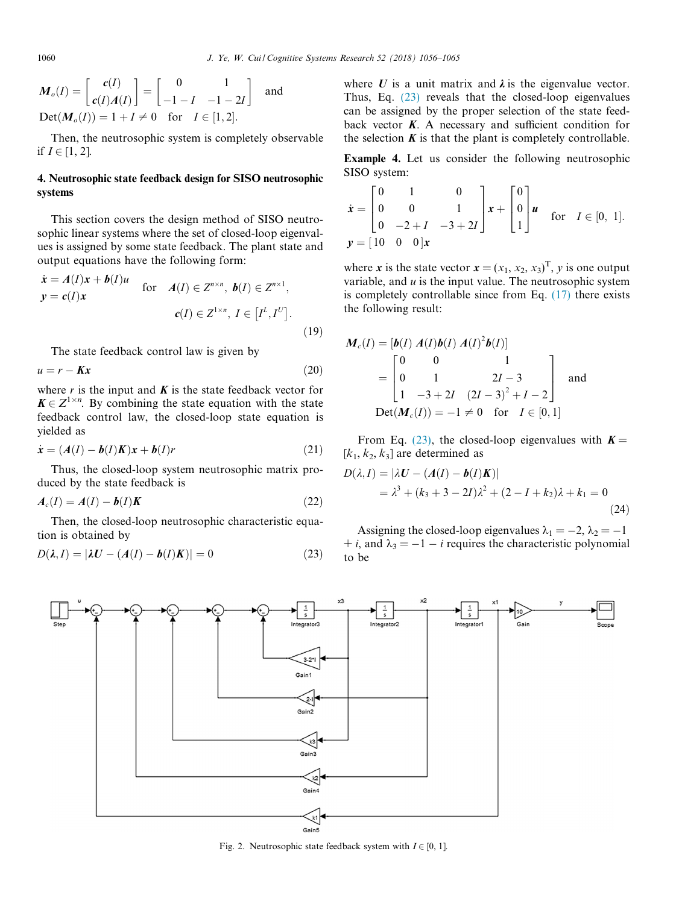$$\boldsymbol{M}_o(I) = \begin{bmatrix} \boldsymbol{c}(I) \\ \boldsymbol{c}(I)\boldsymbol{A}(I) \end{bmatrix} = \begin{bmatrix} 0 & 1 \\ -1-I & -1-2I \end{bmatrix} \quad \text{and}$$

$$\text{Det}(\boldsymbol{M}_o(I)) = 1 + I \neq 0 \quad \text{for} \quad I \in [1, 2].$$

Then, the neutrosophic system is completely observable if $I \in [1, 2]$.

## 4. Neutrosophic state feedback design for SISO neutrosophic systems

This section covers the design method of SISO neutrosophic linear systems where the set of closed-loop eigenvalues is assigned by some state feedback. The plant state and output equations have the following form:

$$\begin{aligned} \dot{\boldsymbol{x}} &= \boldsymbol{A}(I)\boldsymbol{x} + \boldsymbol{b}(I)u \quad \text{for} \quad \boldsymbol{A}(I) \in Z^{n\times n},\ \boldsymbol{b}(I) \in Z^{n\times 1}, \\ \boldsymbol{y} &= \boldsymbol{c}(I)\boldsymbol{x} \qquad\qquad\qquad \boldsymbol{c}(I) \in Z^{1\times n},\ I \in \left[I^L, I^U\right]. \end{aligned} \tag{19}$$

The state feedback control law is given by

$$u = r - \boldsymbol{Kx} \tag{20}$$

where $r$ is the input and $\boldsymbol{K}$ is the state feedback vector for $\boldsymbol{K} \in Z^{1\times n}$. By combining the state equation with the state feedback control law, the closed-loop state equation is yielded as

$$\dot{\boldsymbol{x}} = (\boldsymbol{A}(I) - \boldsymbol{b}(I)\boldsymbol{K})\boldsymbol{x} + \boldsymbol{b}(I)r \tag{21}$$

Thus, the closed-loop system neutrosophic matrix produced by the state feedback is

$$\boldsymbol{A}_c(I) = \boldsymbol{A}(I) - \boldsymbol{b}(I)\boldsymbol{K} \tag{22}$$

Then, the closed-loop neutrosophic characteristic equation is obtained by

$$D(\boldsymbol{\lambda}, I) = |\boldsymbol{\lambda U} - (\boldsymbol{A}(I) - \boldsymbol{b}(I)\boldsymbol{K})| = 0 \tag{23}$$

where $\boldsymbol{U}$ is a unit matrix and $\boldsymbol{\lambda}$ is the eigenvalue vector. Thus, Eq. (23) reveals that the closed-loop eigenvalues can be assigned by the proper selection of the state feedback vector $\boldsymbol{K}$. A necessary and sufficient condition for the selection $\boldsymbol{K}$ is that the plant is completely controllable.

**Example 4.** Let us consider the following neutrosophic SISO system:

$$\dot{\boldsymbol{x}} = \begin{bmatrix} 0 & 1 & 0 \\ 0 & 0 & 1 \\ 0 & -2+I & -3+2I \end{bmatrix}\boldsymbol{x} + \begin{bmatrix} 0 \\ 0 \\ 1 \end{bmatrix}\boldsymbol{u} \quad \text{for} \quad I \in [0,\ 1].$$

$$\boldsymbol{y} = [10 \quad 0 \quad 0]\boldsymbol{x}$$

where $\boldsymbol{x}$ is the state vector $\boldsymbol{x} = (x_1, x_2, x_3)^{\mathrm{T}}$, $y$ is one output variable, and $u$ is the input value. The neutrosophic system is completely controllable since from Eq. (17) there exists the following result:

$$\boldsymbol{M}_c(I) = [\boldsymbol{b}(I)\ \boldsymbol{A}(I)\boldsymbol{b}(I)\ \boldsymbol{A}(I)^2\boldsymbol{b}(I)] = \begin{bmatrix} 0 & 0 & 1 \\ 0 & 1 & 2I-3 \\ 1 & -3+2I & (2I-3)^2 + I - 2 \end{bmatrix} \quad \text{and}$$

$$\text{Det}(\boldsymbol{M}_c(I)) = -1 \neq 0 \quad \text{for} \quad I \in [0, 1]$$

From Eq. (23), the closed-loop eigenvalues with $\boldsymbol{K} = [k_1, k_2, k_3]$ are determined as

$$\begin{aligned} D(\lambda, I) &= |\lambda \boldsymbol{U} - (\boldsymbol{A}(I) - \boldsymbol{b}(I)\boldsymbol{K})| \\ &= \lambda^3 + (k_3 + 3 - 2I)\lambda^2 + (2 - I + k_2)\lambda + k_1 = 0 \end{aligned} \tag{24}$$

Assigning the closed-loop eigenvalues $\lambda_1 = -2$, $\lambda_2 = -1 + i$, and $\lambda_3 = -1 - i$ requires the characteristic polynomial to be

Fig. 2. Neutrosophic state feedback system with $I \in [0, 1]$.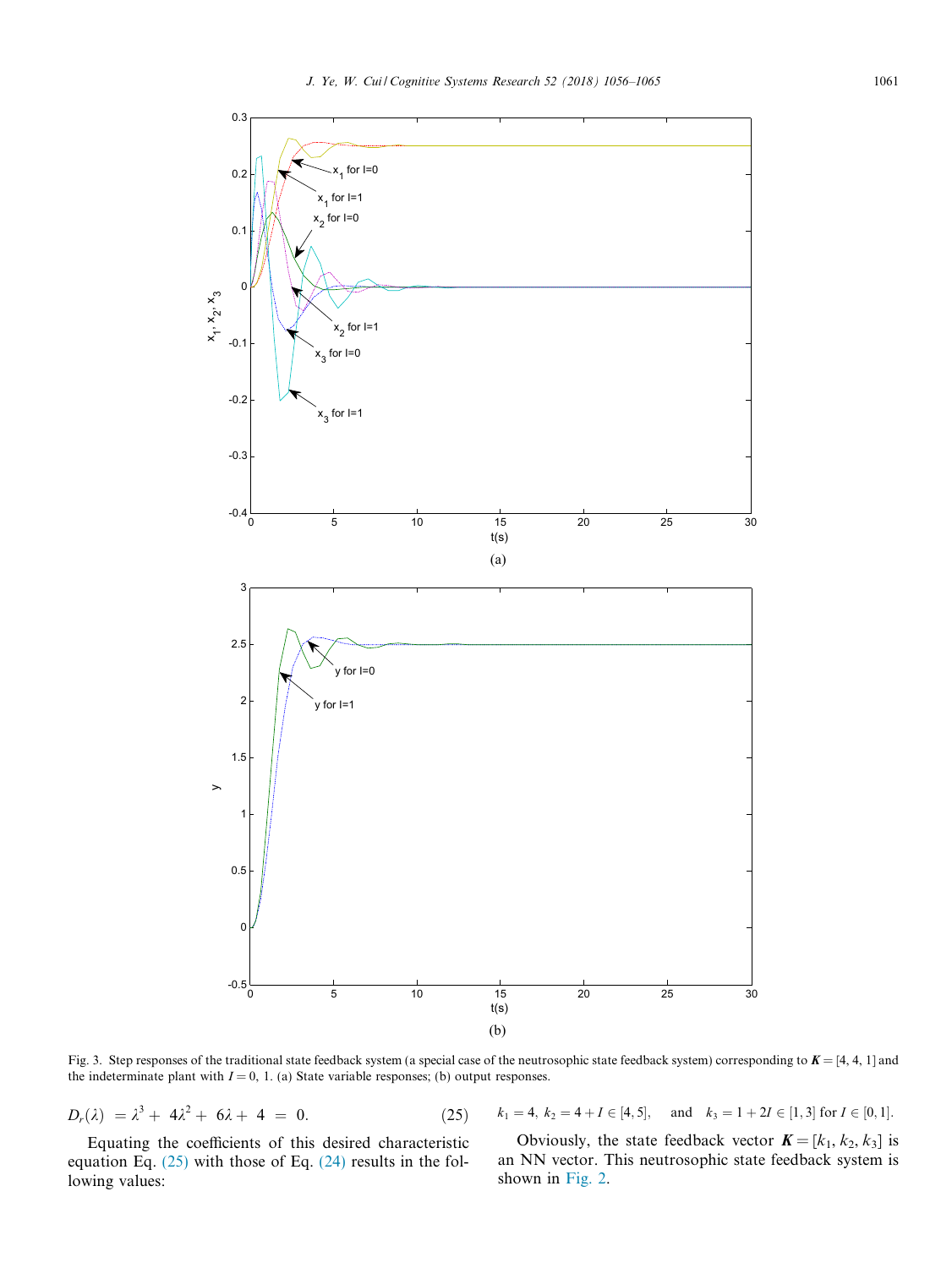Fig. 3. Step responses of the traditional state feedback system (a special case of the neutrosophic state feedback system) corresponding to $\boldsymbol{K} = [4, 4, 1]$ and the indeterminate plant with $I = 0, 1$. (a) State variable responses; (b) output responses.

$$D_r(\lambda) = \lambda^3 + 4\lambda^2 + 6\lambda + 4 = 0. \tag{25}$$

Equating the coefficients of this desired characteristic equation Eq. (25) with those of Eq. (24) results in the following values:

$$k_1 = 4,\ k_2 = 4 + I \in [4, 5], \quad \text{and} \quad k_3 = 1 + 2I \in [1, 3] \text{ for } I \in [0, 1].$$

Obviously, the state feedback vector $\boldsymbol{K} = [k_1, k_2, k_3]$ is an NN vector. This neutrosophic state feedback system is shown in Fig. 2.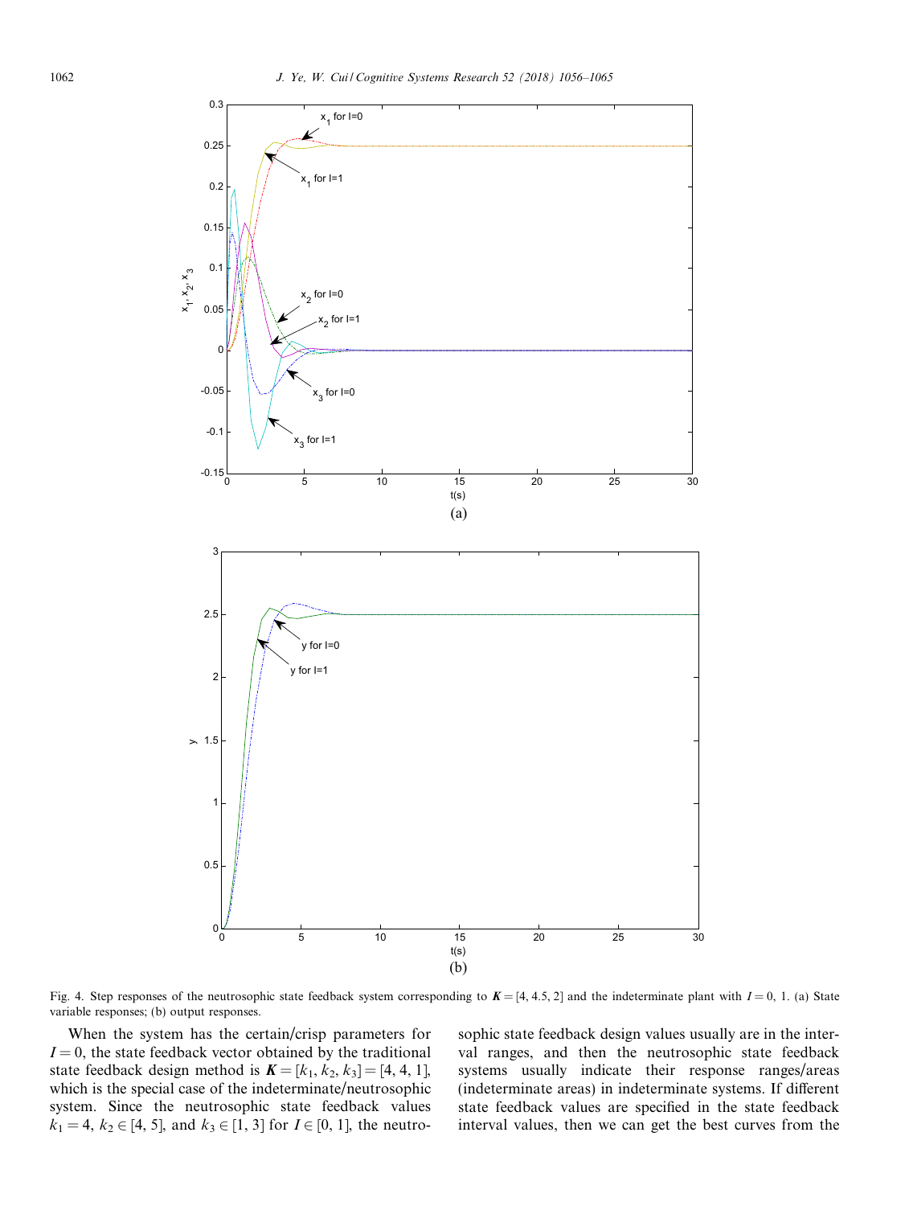Fig. 4. Step responses of the neutrosophic state feedback system corresponding to $\boldsymbol{K} = [4, 4.5, 2]$ and the indeterminate plant with $I = 0$, 1. (a) State variable responses; (b) output responses.

When the system has the certain/crisp parameters for $I = 0$, the state feedback vector obtained by the traditional state feedback design method is $\boldsymbol{K} = [k_1, k_2, k_3] = [4, 4, 1]$, which is the special case of the indeterminate/neutrosophic system. Since the neutrosophic state feedback values $k_1 = 4$, $k_2 \in [4, 5]$, and $k_3 \in [1, 3]$ for $I \in [0, 1]$, the neutrosophic state feedback design values usually are in the interval ranges, and then the neutrosophic state feedback systems usually indicate their response ranges/areas (indeterminate areas) in indeterminate systems. If different state feedback values are specified in the state feedback interval values, then we can get the best curves from the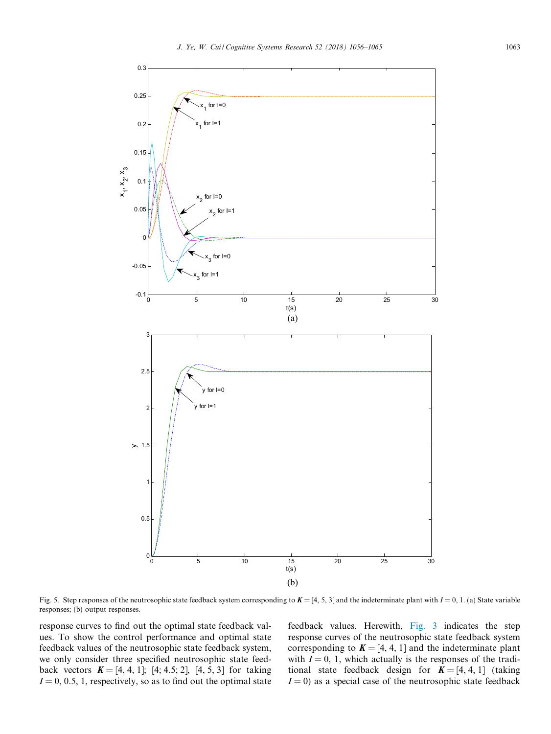Fig. 5. Step responses of the neutrosophic state feedback system corresponding to $\boldsymbol{K} = [4, 5, 3]$ and the indeterminate plant with $I = 0, 1$. (a) State variable responses; (b) output responses.

response curves to find out the optimal state feedback values. To show the control performance and optimal state feedback values of the neutrosophic state feedback system, we only consider three specified neutrosophic state feedback vectors $\boldsymbol{K} = [4, 4, 1]$; $[4; 4.5; 2]$, $[4, 5, 3]$ for taking $I = 0, 0.5, 1$, respectively, so as to find out the optimal state feedback values. Herewith, Fig. 3 indicates the step response curves of the neutrosophic state feedback system corresponding to $\boldsymbol{K} = [4, 4, 1]$ and the indeterminate plant with $I = 0, 1$, which actually is the responses of the traditional state feedback design for $\boldsymbol{K} = [4, 4, 1]$ (taking $I = 0$) as a special case of the neutrosophic state feedback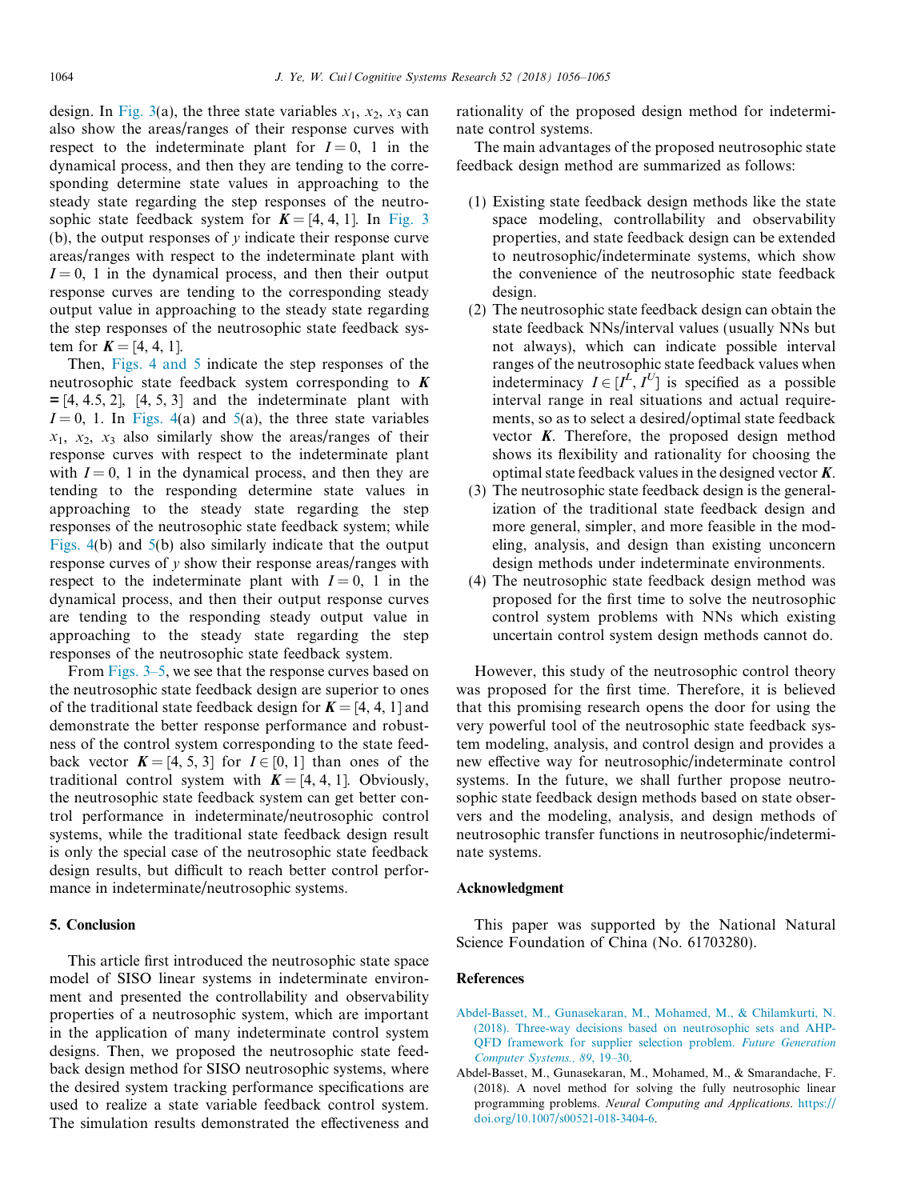design. In Fig. 3(a), the three state variables $x_1$, $x_2$, $x_3$ can also show the areas/ranges of their response curves with respect to the indeterminate plant for $I = 0$, 1 in the dynamical process, and then they are tending to the corresponding determine state values in approaching to the steady state regarding the step responses of the neutrosophic state feedback system for $\boldsymbol{K} = [4, 4, 1]$. In Fig. 3(b), the output responses of $y$ indicate their response curve areas/ranges with respect to the indeterminate plant with $I = 0$, 1 in the dynamical process, and then their output response curves are tending to the corresponding steady output value in approaching to the steady state regarding the step responses of the neutrosophic state feedback system for $\boldsymbol{K} = [4, 4, 1]$.

Then, Figs. 4 and 5 indicate the step responses of the neutrosophic state feedback system corresponding to $\boldsymbol{K} = [4, 4.5, 2]$, $[4, 5, 3]$ and the indeterminate plant with $I = 0$, 1. In Figs. 4(a) and 5(a), the three state variables $x_1$, $x_2$, $x_3$ also similarly show the areas/ranges of their response curves with respect to the indeterminate plant with $I = 0$, 1 in the dynamical process, and then they are tending to the responding determine state values in approaching to the steady state regarding the step responses of the neutrosophic state feedback system; while Figs. 4(b) and 5(b) also similarly indicate that the output response curves of $y$ show their response areas/ranges with respect to the indeterminate plant with $I = 0$, 1 in the dynamical process, and then their output response curves are tending to the responding steady output value in approaching to the steady state regarding the step responses of the neutrosophic state feedback system.

From Figs. 3–5, we see that the response curves based on the neutrosophic state feedback design are superior to ones of the traditional state feedback design for $\boldsymbol{K} = [4, 4, 1]$ and demonstrate the better response performance and robustness of the control system corresponding to the state feedback vector $\boldsymbol{K} = [4, 5, 3]$ for $I \in [0, 1]$ than ones of the traditional control system with $\boldsymbol{K} = [4, 4, 1]$. Obviously, the neutrosophic state feedback system can get better control performance in indeterminate/neutrosophic control systems, while the traditional state feedback design result is only the special case of the neutrosophic state feedback design results, but difficult to reach better control performance in indeterminate/neutrosophic systems.

## 5. Conclusion

This article first introduced the neutrosophic state space model of SISO linear systems in indeterminate environment and presented the controllability and observability properties of a neutrosophic system, which are important in the application of many indeterminate control system designs. Then, we proposed the neutrosophic state feedback design method for SISO neutrosophic systems, where the desired system tracking performance specifications are used to realize a state variable feedback control system. The simulation results demonstrated the effectiveness and rationality of the proposed design method for indeterminate control systems.

The main advantages of the proposed neutrosophic state feedback design method are summarized as follows:

1. Existing state feedback design methods like the state space modeling, controllability and observability properties, and state feedback design can be extended to neutrosophic/indeterminate systems, which show the convenience of the neutrosophic state feedback design.
2. The neutrosophic state feedback design can obtain the state feedback NNs/interval values (usually NNs but not always), which can indicate possible interval ranges of the neutrosophic state feedback values when indeterminacy $I \in [I^L, I^U]$ is specified as a possible interval range in real situations and actual requirements, so as to select a desired/optimal state feedback vector $\boldsymbol{K}$. Therefore, the proposed design method shows its flexibility and rationality for choosing the optimal state feedback values in the designed vector $\boldsymbol{K}$.
3. The neutrosophic state feedback design is the generalization of the traditional state feedback design and more general, simpler, and more feasible in the modeling, analysis, and design than existing unconcern design methods under indeterminate environments.
4. The neutrosophic state feedback design method was proposed for the first time to solve the neutrosophic control system problems with NNs which existing uncertain control system design methods cannot do.

However, this study of the neutrosophic control theory was proposed for the first time. Therefore, it is believed that this promising research opens the door for using the very powerful tool of the neutrosophic state feedback system modeling, analysis, and control design and provides a new effective way for neutrosophic/indeterminate control systems. In the future, we shall further propose neutrosophic state feedback design methods based on state observers and the modeling, analysis, and design methods of neutrosophic transfer functions in neutrosophic/indeterminate systems.

## Acknowledgment

This paper was supported by the National Natural Science Foundation of China (No. 61703280).

## References

Abdel-Basset, M., Gunasekaran, M., Mohamed, M., & Chilamkurti, N. (2018). Three-way decisions based on neutrosophic sets and AHP-QFD framework for supplier selection problem. *Future Generation Computer Systems., 89*, 19–30.

Abdel-Basset, M., Gunasekaran, M., Mohamed, M., & Smarandache, F. (2018). A novel method for solving the fully neutrosophic linear programming problems. *Neural Computing and Applications*. https://doi.org/10.1007/s00521-018-3404-6.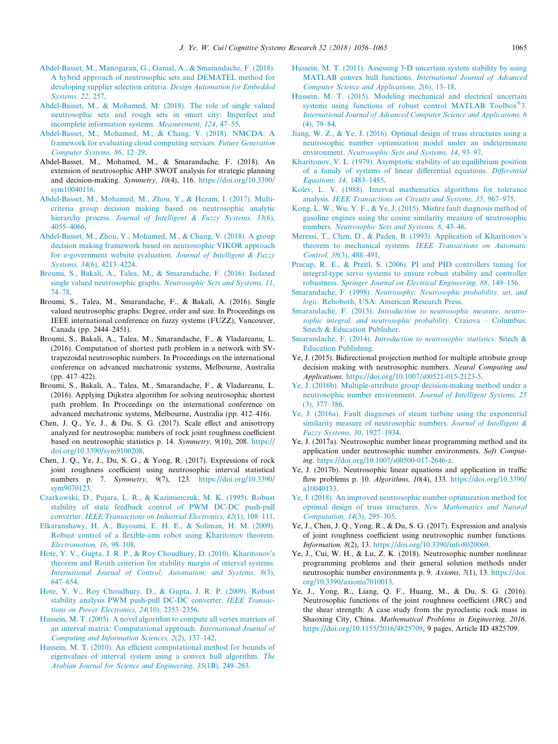Abdel-Basset, M., Manogaran, G., Gamal, A., & Smarandache, F. (2018). A hybrid approach of neutrosophic sets and DEMATEL method for developing supplier selection criteria. *Design Automation for Embedded Systems, 22*, 257.

Abdel-Basset, M., & Mohamed, M. (2018). The role of single valued neutrosophic sets and rough sets in smart city: Imperfect and incomplete information systems. *Measurement, 124*, 47–55.

Abdel-Basset, M., Mohamed, M., & Chang, V. (2018). NMCDA: A framework for evaluating cloud computing services. *Future Generation Computer Systems, 86*, 12–29.

Abdel-Basset, M., Mohamed, M., & Smarandache, F. (2018). An extension of neutrosophic AHP–SWOT analysis for strategic planning and decision-making. *Symmetry, 10*(4), 116. https://doi.org/10.3390/sym10040116.

Abdel-Basset, M., Mohamed, M., Zhou, Y., & Hezam, I. (2017). Multi-criteria group decision making based on neutrosophic analytic hierarchy process. *Journal of Intelligent & Fuzzy Systems, 33*(6), 4055–4066.

Abdel-Basset, M., Zhou, Y., Mohamed, M., & Chang, V. (2018). A group decision making framework based on neutrosophic VIKOR approach for e-government website evaluation. *Journal of Intelligent & Fuzzy Systems, 34*(6), 4213–4224.

Broumi, S., Bakali, A., Talea, M., & Smarandache, F. (2016). Isolated single valued neutrosophic graphs. *Neutrosophic Sets and Systems, 11*, 74–78.

Broumi, S., Talea, M., Smarandache, F., & Bakali, A. (2016). Single valued neutrosophic graphs: Degree, order and size. In Proceedings on IEEE international conference on fuzzy systems (FUZZ), Vancouver, Canada (pp. 2444–2451).

Broumi, S., Bakali, A., Talea, M., Smarandache, F., & Vladareanu, L. (2016). Computation of shortest path problem in a network with SV-trapezoidal neutrosophic numbers. In Proceedings on the international conference on advanced mechatronic systems, Melbourne, Australia (pp. 417–422).

Broumi, S., Bakali, A., Talea, M., Smarandache, F., & Vladareanu, L. (2016). Applying Dijkstra algorithm for solving neutrosophic shortest path problem. In Proceedings on the international conference on advanced mechatronic systems, Melbourne, Australia (pp. 412–416).

Chen, J. Q., Ye, J., & Du, S. G. (2017). Scale effect and anisotropy analyzed for neutrosophic numbers of rock joint roughness coefficient based on neutrosophic statistics p. 14. *Symmetry, 9*(10), 208. https://doi.org/10.3390/sym9100208.

Chen, J. Q., Ye, J., Du, S. G., & Yong, R. (2017). Expressions of rock joint roughness coefficient using neutrosophic interval statistical numbers p. 7. *Symmetry, 9*(7), 123. https://doi.org/10.3390/sym9070123.

Czarkowski, D., Pujara, L. R., & Kazimierczuk, M. K. (1995). Robust stability of state feedback control of PWM DC-DC push-pull converter. *IEEE Transactions on Industrial Electronics, 42*(1), 108–111.

Elkaranshawy, H. A., Bayoumi, E. H. E., & Soliman, H. M. (2009). Robust control of a flexible-arm robot using Kharitonov theorem. *Electromotion, 16*, 98–108.

Hote, Y. V., Gupta, J. R. P., & Roy Choudhury, D. (2010). Kharitonov's theorem and Routh criterion for stability margin of interval systems. *International Journal of Control, Automation, and Systems, 8*(3), 647–654.

Hote, Y. V., Roy Choudhury, D., & Gupta, J. R. P. (2009). Robust stability analysis PWM push-pull DC-DC converter. *IEEE Transactions on Power Electronics, 24*(10), 2353–2356.

Hussein, M. T. (2005). A novel algorithm to compute all vertex matrices of an interval matrix: Computational approach. *International Journal of Computing and Information Sciences, 2*(2), 137–142.

Hussein, M. T. (2010). An efficient computational method for bounds of eigenvalues of interval system using a convex hull algorithm. *The Arabian Journal for Science and Engineering, 35*(1B), 249–263.

Hussein, M. T. (2011). Assessing 3-D uncertain system stability by using MATLAB convex hull functions. *International Journal of Advanced Computer Science and Applications, 2*(6), 13–18.

Hussein, M. T. (2015). Modeling mechanical and electrical uncertain systems using functions of robust control MATLAB Toolbox®3. *International Journal of Advanced Computer Science and Applications, 6*(4), 79–84.

Jiang, W. Z., & Ye, J. (2016). Optimal design of truss structures using a neutrosophic number optimization model under an indeterminate environment. *Neutrosophic Sets and Systems, 14*, 93–97.

Kharitonov, V. L. (1979). Asymptotic stability of an equilibrium position of a family of systems of linear differential equations. *Differential Equations, 14*, 1483–1485.

Kolev, L. V. (1988). Interval mathematics algorithms for tolerance analysis. *IEEE Transactions on Circuits and Systems, 35*, 967–975.

Kong, L. W., Wu, Y. F., & Ye, J. (2015). Misfire fault diagnosis method of gasoline engines using the cosine similarity measure of neutrosophic numbers. *Neutrosophic Sets and Systems, 8*, 43–46.

Meressi, T., Chen, D., & Paden, B. (1993). Application of Kharitonov's theorem to mechanical systems. *IEEE Transactions on Automatic Control, 38*(3), 488–491.

Precup, R. E., & Preitl, S. (2006). PI and PID controllers tuning for integral-type servo systems to ensure robust stability and controller robustness. *Springer Journal on Electrical Engineering, 88*, 149–156.

Smarandache, F. (1998). *Neutrosophy: Neutrosophic probability, set, and logic*. Rehoboth, USA: American Research Press.

Smarandache, F. (2013). *Introduction to neutrosophic measure, neutrosophic integral, and neutrosophic probability*. Craiova – Columbus: Sitech & Education Publisher.

Smarandache, F. (2014). *Introduction to neutrosophic statistics*. Sitech & Education Publishing.

Ye, J. (2015). Bidirectional projection method for multiple attribute group decision making with neutrosophic numbers. *Neural Computing and Applications*. https://doi.org/10.1007/s00521-015-2123-5.

Ye, J. (2016b). Multiple-attribute group decision-making method under a neutrosophic number environment. *Journal of Intelligent Systems, 25*(3), 377–386.

Ye, J. (2016a). Fault diagnoses of steam turbine using the exponential similarity measure of neutrosophic numbers. *Journal of Intelligent & Fuzzy Systems, 30*, 1927–1934.

Ye, J. (2017a). Neutrosophic number linear programming method and its application under neutrosophic number environments. *Soft Computing*. https://doi.org/10.1007/s00500-017-2646-z.

Ye, J. (2017b). Neutrosophic linear equations and application in traffic flow problems p. 10. *Algorithms, 10*(4), 133. https://doi.org/10.3390/a10040133.

Ye, J. (2018). An improved neutrosophic number optimization method for optimal design of truss structures. *New Mathematics and Natural Computation, 14*(3), 295–305.

Ye, J., Chen, J. Q., Yong, R., & Du, S. G. (2017). Expression and analysis of joint roughness coefficient using neutrosophic number functions. *Information, 8*(2), 13. https://doi.org/10.3390/info8020069.

Ye, J., Cui, W. H., & Lu, Z. K. (2018). Neutrosophic number nonlinear programming problems and their general solution methods under neutrosophic number environments p. 9. *Axioms, 7*(1), 13. https://doi.org/10.3390/axioms7010013.

Ye, J., Yong, R., Liang, Q. F., Huang, M., & Du, S. G. (2016). Neutrosophic functions of the joint roughness coefficient (JRC) and the shear strength: A case study from the pyroclastic rock mass in Shaoxing City, China. *Mathematical Problems in Engineering, 2016*. https://doi.org/10.1155/2016/4825709, 9 pages, Article ID 4825709.